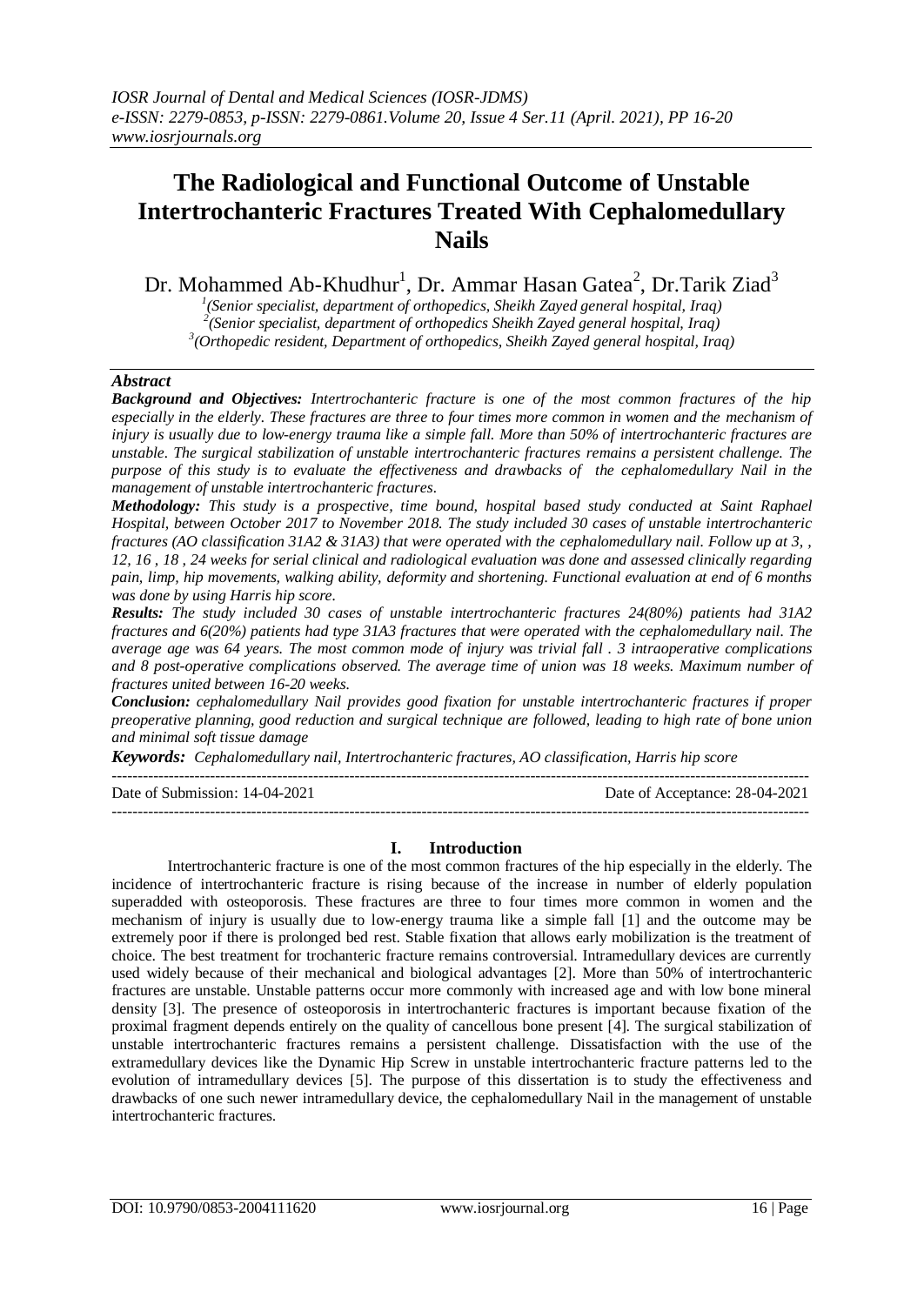# The Radiological and Functional Outcome of Unstable Intertrochanteric Fractures Treated With Cephalomedullary Nails

Dr. Mohammed Ab-Khudhur[1], Dr. Ammar Hasan Gatea[2], Dr.Tarik Ziad[3]

[1](Senior specialist, department of orthopedics, Sheikh Zayed general hospital, Iraq)
[2](Senior specialist, department of orthopedics Sheikh Zayed general hospital, Iraq)
[3](Orthopedic resident, Department of orthopedics, Sheikh Zayed general hospital, Iraq)

## Abstract

***Background and Objectives:*** *Intertrochanteric fracture is one of the most common fractures of the hip especially in the elderly. These fractures are three to four times more common in women and the mechanism of injury is usually due to low-energy trauma like a simple fall. More than 50% of intertrochanteric fractures are unstable. The surgical stabilization of unstable intertrochanteric fractures remains a persistent challenge. The purpose of this study is to evaluate the effectiveness and drawbacks of the cephalomedullary Nail in the management of unstable intertrochanteric fractures.*

***Methodology:*** *This study is a prospective, time bound, hospital based study conducted at Saint Raphael Hospital, between October 2017 to November 2018. The study included 30 cases of unstable intertrochanteric fractures (AO classification 31A2 & 31A3) that were operated with the cephalomedullary nail. Follow up at 3, , 12, 16 , 18 , 24 weeks for serial clinical and radiological evaluation was done and assessed clinically regarding pain, limp, hip movements, walking ability, deformity and shortening. Functional evaluation at end of 6 months was done by using Harris hip score.*

***Results:*** *The study included 30 cases of unstable intertrochanteric fractures 24(80%) patients had 31A2 fractures and 6(20%) patients had type 31A3 fractures that were operated with the cephalomedullary nail. The average age was 64 years. The most common mode of injury was trivial fall . 3 intraoperative complications and 8 post-operative complications observed. The average time of union was 18 weeks. Maximum number of fractures united between 16-20 weeks.*

***Conclusion:*** *cephalomedullary Nail provides good fixation for unstable intertrochanteric fractures if proper preoperative planning, good reduction and surgical technique are followed, leading to high rate of bone union and minimal soft tissue damage*

***Keywords:*** *Cephalomedullary nail, Intertrochanteric fractures, AO classification, Harris hip score*

---

Date of Submission: 14-04-2021 | Date of Acceptance: 28-04-2021

---

## I. Introduction

Intertrochanteric fracture is one of the most common fractures of the hip especially in the elderly. The incidence of intertrochanteric fracture is rising because of the increase in number of elderly population superadded with osteoporosis. These fractures are three to four times more common in women and the mechanism of injury is usually due to low-energy trauma like a simple fall [1] and the outcome may be extremely poor if there is prolonged bed rest. Stable fixation that allows early mobilization is the treatment of choice. The best treatment for trochanteric fracture remains controversial. Intramedullary devices are currently used widely because of their mechanical and biological advantages [2]. More than 50% of intertrochanteric fractures are unstable. Unstable patterns occur more commonly with increased age and with low bone mineral density [3]. The presence of osteoporosis in intertrochanteric fractures is important because fixation of the proximal fragment depends entirely on the quality of cancellous bone present [4]. The surgical stabilization of unstable intertrochanteric fractures remains a persistent challenge. Dissatisfaction with the use of the extramedullary devices like the Dynamic Hip Screw in unstable intertrochanteric fracture patterns led to the evolution of intramedullary devices [5]. The purpose of this dissertation is to study the effectiveness and drawbacks of one such newer intramedullary device, the cephalomedullary Nail in the management of unstable intertrochanteric fractures.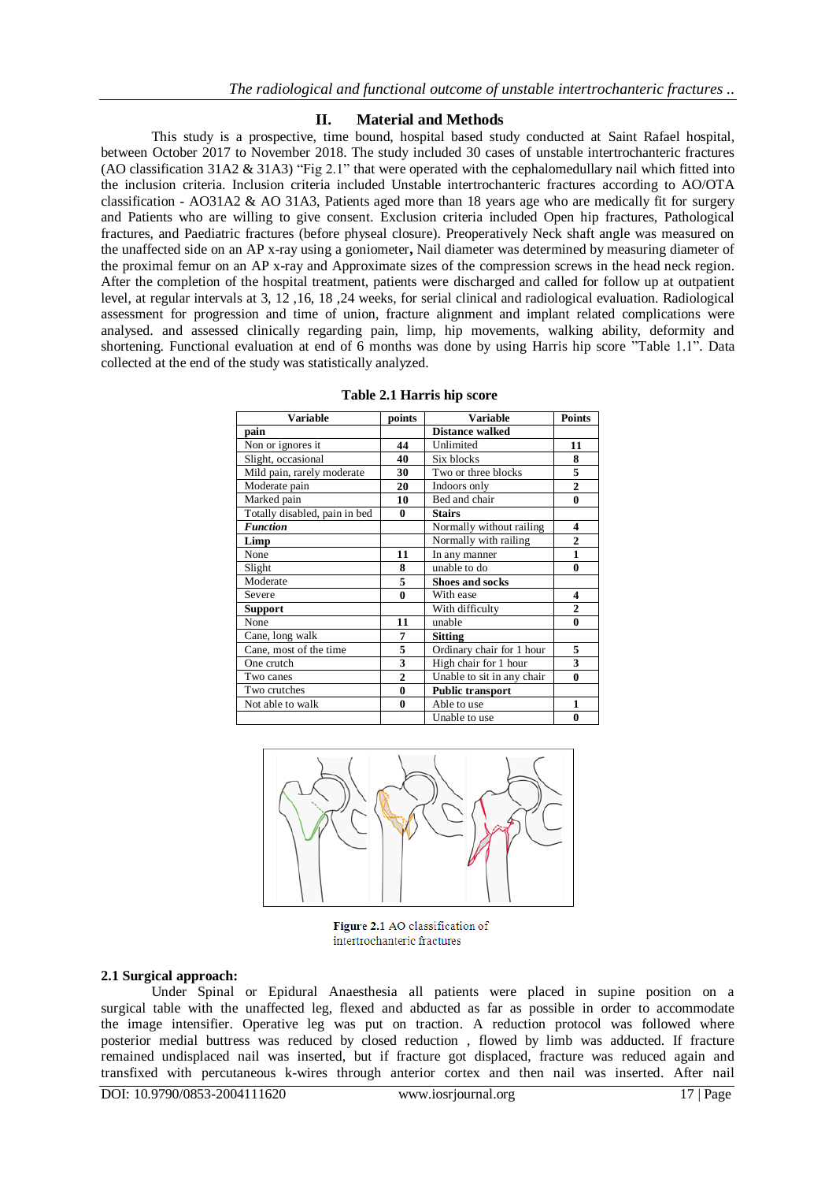## II. Material and Methods

This study is a prospective, time bound, hospital based study conducted at Saint Rafael hospital, between October 2017 to November 2018. The study included 30 cases of unstable intertrochanteric fractures (AO classification 31A2 & 31A3) "Fig 2.1" that were operated with the cephalomedullary nail which fitted into the inclusion criteria. Inclusion criteria included Unstable intertrochanteric fractures according to AO/OTA classification - AO31A2 & AO 31A3, Patients aged more than 18 years age who are medically fit for surgery and Patients who are willing to give consent. Exclusion criteria included Open hip fractures, Pathological fractures, and Paediatric fractures (before physeal closure). Preoperatively Neck shaft angle was measured on the unaffected side on an AP x-ray using a goniometer**,** Nail diameter was determined by measuring diameter of the proximal femur on an AP x-ray and Approximate sizes of the compression screws in the head neck region. After the completion of the hospital treatment, patients were discharged and called for follow up at outpatient level, at regular intervals at 3, 12 ,16, 18 ,24 weeks, for serial clinical and radiological evaluation. Radiological assessment for progression and time of union, fracture alignment and implant related complications were analysed. and assessed clinically regarding pain, limp, hip movements, walking ability, deformity and shortening. Functional evaluation at end of 6 months was done by using Harris hip score "Table 1.1". Data collected at the end of the study was statistically analyzed.

**Table 2.1 Harris hip score**

| Variable | points | Variable | Points |
|---|---|---|---|
| **pain** | | **Distance walked** | |
| Non or ignores it | **44** | Unlimited | **11** |
| Slight, occasional | **40** | Six blocks | **8** |
| Mild pain, rarely moderate | **30** | Two or three blocks | **5** |
| Moderate pain | **20** | Indoors only | **2** |
| Marked pain | **10** | Bed and chair | **0** |
| Totally disabled, pain in bed | **0** | **Stairs** | |
| ***Function*** | | Normally without railing | **4** |
| **Limp** | | Normally with railing | **2** |
| None | **11** | In any manner | **1** |
| Slight | **8** | unable to do | **0** |
| Moderate | **5** | **Shoes and socks** | |
| Severe | **0** | With ease | **4** |
| **Support** | | With difficulty | **2** |
| None | **11** | unable | **0** |
| Cane, long walk | **7** | **Sitting** | |
| Cane, most of the time | **5** | Ordinary chair for 1 hour | **5** |
| One crutch | **3** | High chair for 1 hour | **3** |
| Two canes | **2** | Unable to sit in any chair | **0** |
| Two crutches | **0** | **Public transport** | |
| Not able to walk | **0** | Able to use | **1** |
| | | Unable to use | **0** |

**Figure 2.1** AO classification of intertrochanteric fractures

### 2.1 Surgical approach:

Under Spinal or Epidural Anaesthesia all patients were placed in supine position on a surgical table with the unaffected leg, flexed and abducted as far as possible in order to accommodate the image intensifier. Operative leg was put on traction. A reduction protocol was followed where posterior medial buttress was reduced by closed reduction , flowed by limb was adducted. If fracture remained undisplaced nail was inserted, but if fracture got displaced, fracture was reduced again and transfixed with percutaneous k-wires through anterior cortex and then nail was inserted. After nail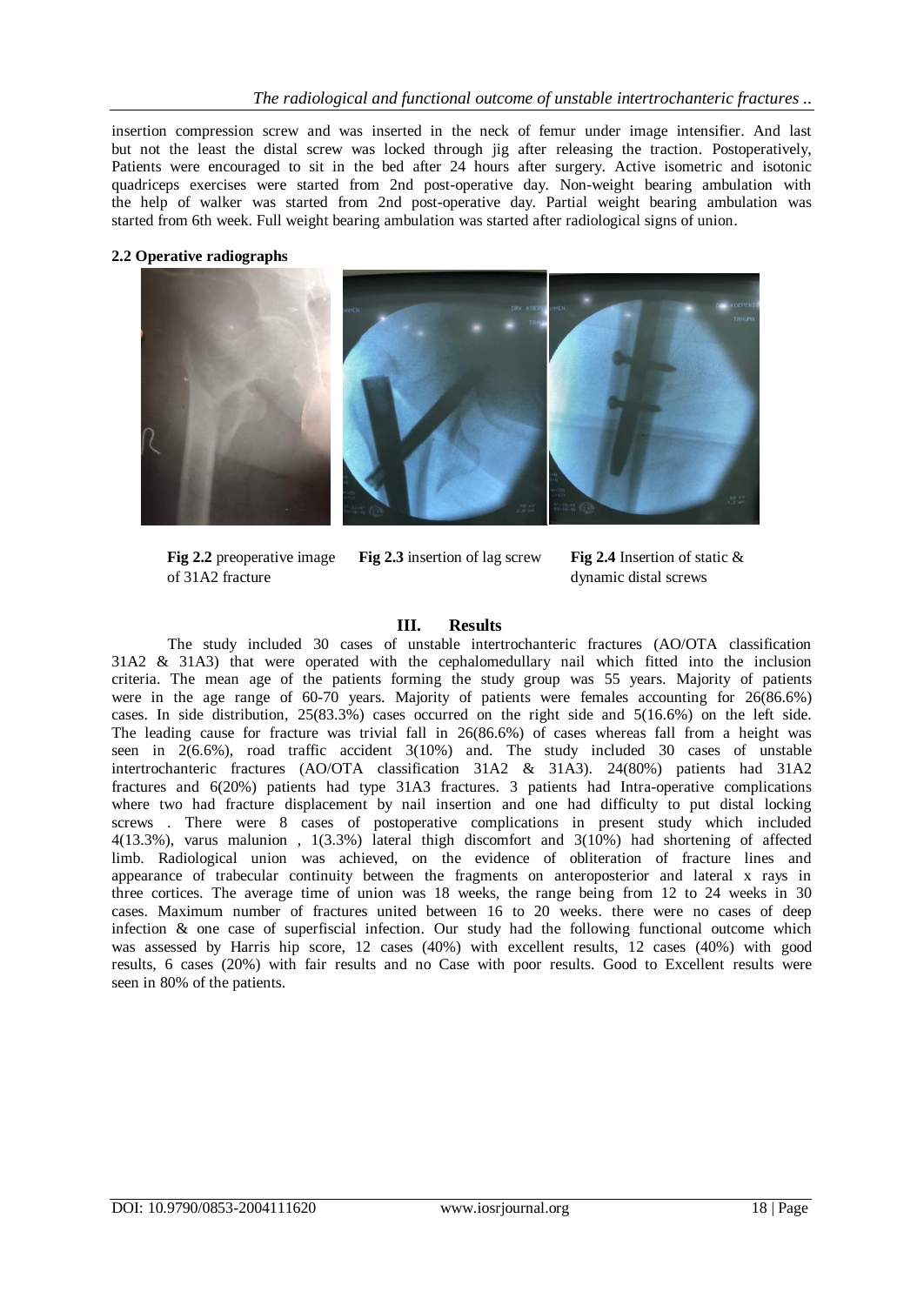insertion compression screw and was inserted in the neck of femur under image intensifier. And last but not the least the distal screw was locked through jig after releasing the traction. Postoperatively, Patients were encouraged to sit in the bed after 24 hours after surgery. Active isometric and isotonic quadriceps exercises were started from 2nd post-operative day. Non-weight bearing ambulation with the help of walker was started from 2nd post-operative day. Partial weight bearing ambulation was started from 6th week. Full weight bearing ambulation was started after radiological signs of union.

**2.2 Operative radiographs**

**Fig 2.2** preoperative image of 31A2 fracture

**Fig 2.3** insertion of lag screw

**Fig 2.4** Insertion of static & dynamic distal screws

## III. Results

The study included 30 cases of unstable intertrochanteric fractures (AO/OTA classification 31A2 & 31A3) that were operated with the cephalomedullary nail which fitted into the inclusion criteria. The mean age of the patients forming the study group was 55 years. Majority of patients were in the age range of 60-70 years. Majority of patients were females accounting for 26(86.6%) cases. In side distribution, 25(83.3%) cases occurred on the right side and 5(16.6%) on the left side. The leading cause for fracture was trivial fall in 26(86.6%) of cases whereas fall from a height was seen in 2(6.6%), road traffic accident 3(10%) and. The study included 30 cases of unstable intertrochanteric fractures (AO/OTA classification 31A2 & 31A3). 24(80%) patients had 31A2 fractures and 6(20%) patients had type 31A3 fractures. 3 patients had Intra-operative complications where two had fracture displacement by nail insertion and one had difficulty to put distal locking screws . There were 8 cases of postoperative complications in present study which included 4(13.3%), varus malunion , 1(3.3%) lateral thigh discomfort and 3(10%) had shortening of affected limb. Radiological union was achieved, on the evidence of obliteration of fracture lines and appearance of trabecular continuity between the fragments on anteroposterior and lateral x rays in three cortices. The average time of union was 18 weeks, the range being from 12 to 24 weeks in 30 cases. Maximum number of fractures united between 16 to 20 weeks. there were no cases of deep infection & one case of superfiscial infection. Our study had the following functional outcome which was assessed by Harris hip score, 12 cases (40%) with excellent results, 12 cases (40%) with good results, 6 cases (20%) with fair results and no Case with poor results. Good to Excellent results were seen in 80% of the patients.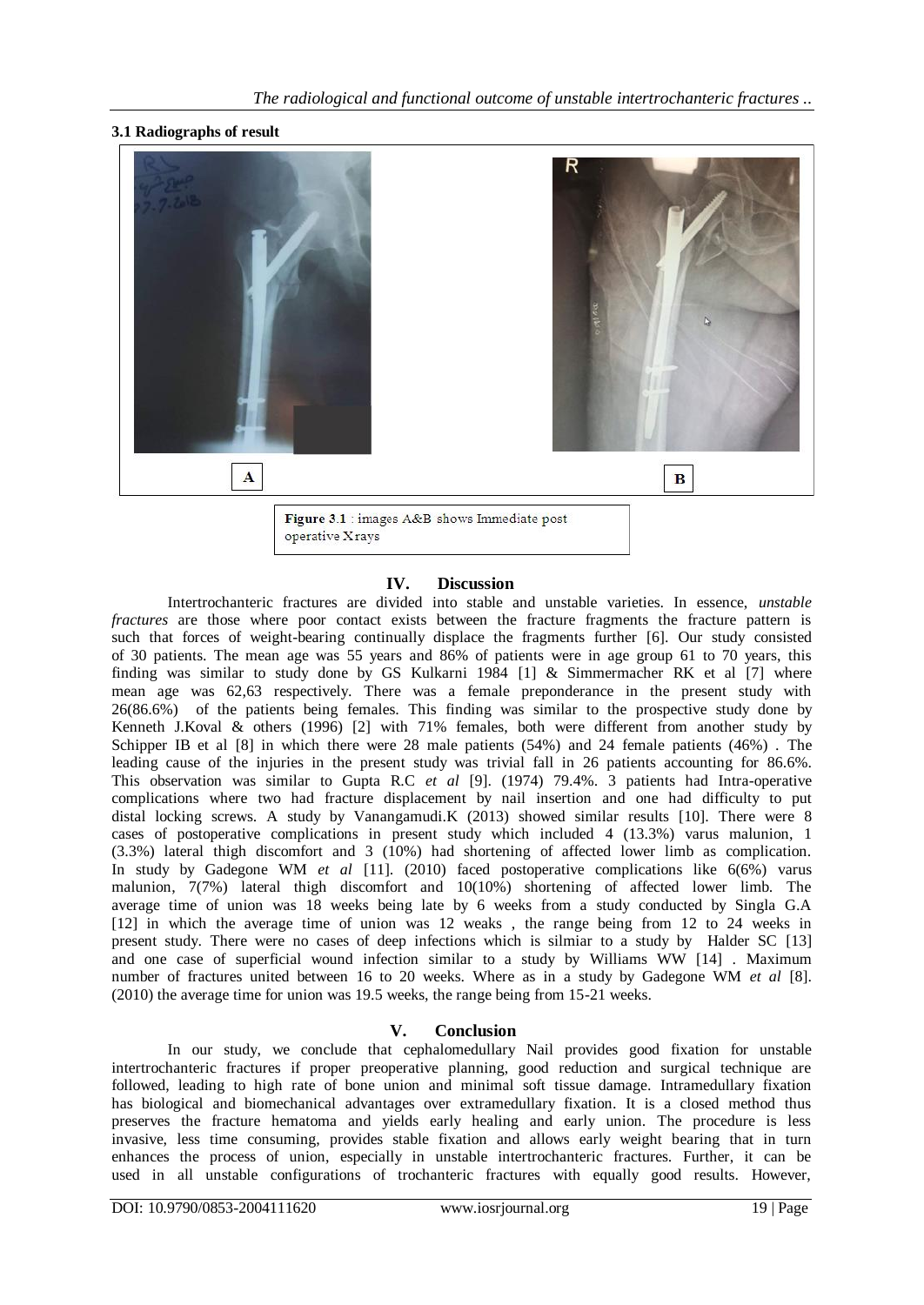### 3.1 Radiographs of result

A

B

**Figure 3.1** : images A&B shows Immediate post operative Xrays

## IV. Discussion

Intertrochanteric fractures are divided into stable and unstable varieties. In essence, *unstable fractures* are those where poor contact exists between the fracture fragments the fracture pattern is such that forces of weight-bearing continually displace the fragments further [6]. Our study consisted of 30 patients. The mean age was 55 years and 86% of patients were in age group 61 to 70 years, this finding was similar to study done by GS Kulkarni 1984 [1] & Simmermacher RK et al [7] where mean age was 62,63 respectively. There was a female preponderance in the present study with 26(86.6%) of the patients being females. This finding was similar to the prospective study done by Kenneth J.Koval & others (1996) [2] with 71% females, both were different from another study by Schipper IB et al [8] in which there were 28 male patients (54%) and 24 female patients (46%) . The leading cause of the injuries in the present study was trivial fall in 26 patients accounting for 86.6%. This observation was similar to Gupta R.C *et al* [9]. (1974) 79.4%. 3 patients had Intra-operative complications where two had fracture displacement by nail insertion and one had difficulty to put distal locking screws. A study by Vanangamudi.K (2013) showed similar results [10]. There were 8 cases of postoperative complications in present study which included 4 (13.3%) varus malunion, 1 (3.3%) lateral thigh discomfort and 3 (10%) had shortening of affected lower limb as complication. In study by Gadegone WM *et al* [11]. (2010) faced postoperative complications like 6(6%) varus malunion, 7(7%) lateral thigh discomfort and 10(10%) shortening of affected lower limb. The average time of union was 18 weeks being late by 6 weeks from a study conducted by Singla G.A [12] in which the average time of union was 12 weaks , the range being from 12 to 24 weeks in present study. There were no cases of deep infections which is silmiar to a study by Halder SC [13] and one case of superficial wound infection similar to a study by Williams WW [14] . Maximum number of fractures united between 16 to 20 weeks. Where as in a study by Gadegone WM *et al* [8]. (2010) the average time for union was 19.5 weeks, the range being from 15-21 weeks.

## V. Conclusion

In our study, we conclude that cephalomedullary Nail provides good fixation for unstable intertrochanteric fractures if proper preoperative planning, good reduction and surgical technique are followed, leading to high rate of bone union and minimal soft tissue damage. Intramedullary fixation has biological and biomechanical advantages over extramedullary fixation. It is a closed method thus preserves the fracture hematoma and yields early healing and early union. The procedure is less invasive, less time consuming, provides stable fixation and allows early weight bearing that in turn enhances the process of union, especially in unstable intertrochanteric fractures. Further, it can be used in all unstable configurations of trochanteric fractures with equally good results. However,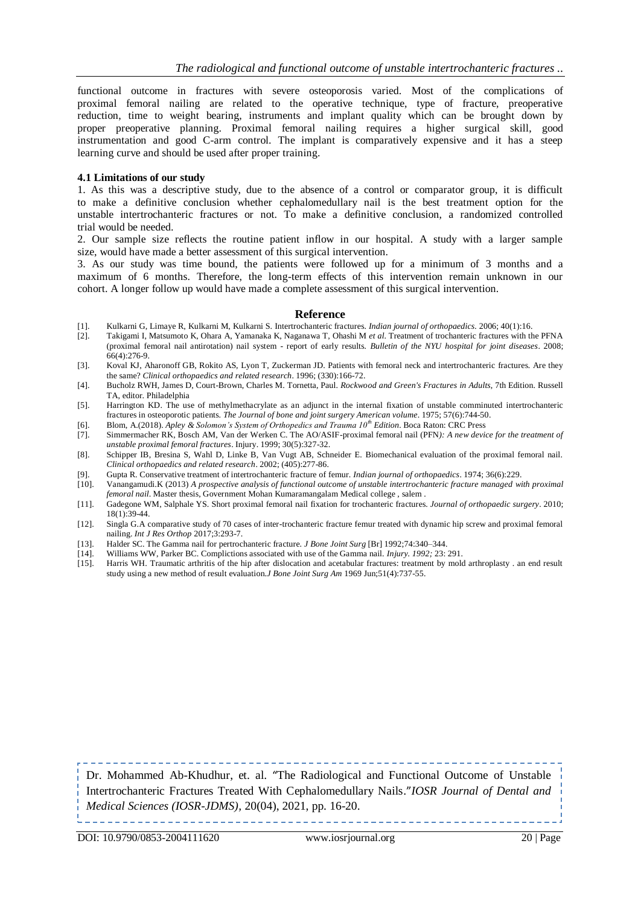functional outcome in fractures with severe osteoporosis varied. Most of the complications of proximal femoral nailing are related to the operative technique, type of fracture, preoperative reduction, time to weight bearing, instruments and implant quality which can be brought down by proper preoperative planning. Proximal femoral nailing requires a higher surgical skill, good instrumentation and good C-arm control. The implant is comparatively expensive and it has a steep learning curve and should be used after proper training.

### 4.1 Limitations of our study

1. As this was a descriptive study, due to the absence of a control or comparator group, it is difficult to make a definitive conclusion whether cephalomedullary nail is the best treatment option for the unstable intertrochanteric fractures or not. To make a definitive conclusion, a randomized controlled trial would be needed.
2. Our sample size reflects the routine patient inflow in our hospital. A study with a larger sample size, would have made a better assessment of this surgical intervention.
3. As our study was time bound, the patients were followed up for a minimum of 3 months and a maximum of 6 months. Therefore, the long-term effects of this intervention remain unknown in our cohort. A longer follow up would have made a complete assessment of this surgical intervention.

## Reference

[1]. Kulkarni G, Limaye R, Kulkarni M, Kulkarni S. Intertrochanteric fractures. *Indian journal of orthopaedics*. 2006; 40(1):16.

[2]. Takigami I, Matsumoto K, Ohara A, Yamanaka K, Naganawa T, Ohashi M *et al*. Treatment of trochanteric fractures with the PFNA (proximal femoral nail antirotation) nail system - report of early results. *Bulletin of the NYU hospital for joint diseases*. 2008; 66(4):276-9.

[3]. Koval KJ, Aharonoff GB, Rokito AS, Lyon T, Zuckerman JD. Patients with femoral neck and intertrochanteric fractures. Are they the same? *Clinical orthopaedics and related research*. 1996; (330):166-72.

[4]. Bucholz RWH, James D, Court-Brown, Charles M. Tornetta, Paul. *Rockwood and Green's Fractures in Adults*, 7th Edition. Russell TA, editor. Philadelphia

[5]. Harrington KD. The use of methylmethacrylate as an adjunct in the internal fixation of unstable comminuted intertrochanteric fractures in osteoporotic patients. *The Journal of bone and joint surgery American volume*. 1975; 57(6):744-50.

[6]. Blom, A.(2018). *Apley & Solomon's System of Orthopedics and Trauma 10th Edition*. Boca Raton: CRC Press

[7]. Simmermacher RK, Bosch AM, Van der Werken C. The AO/ASIF-proximal femoral nail (PFN*): A new device for the treatment of unstable proximal femoral fractures*. Injury. 1999; 30(5):327-32.

[8]. Schipper IB, Bresina S, Wahl D, Linke B, Van Vugt AB, Schneider E. Biomechanical evaluation of the proximal femoral nail. *Clinical orthopaedics and related research*. 2002; (405):277-86.

[9]. Gupta R. Conservative treatment of intertrochanteric fracture of femur. *Indian journal of orthopaedics*. 1974; 36(6):229.

[10]. Vanangamudi.K (2013) *A prospective analysis of functional outcome of unstable intertrochanteric fracture managed with proximal femoral nail*. Master thesis, Government Mohan Kumaramangalam Medical college , salem .

[11]. Gadegone WM, Salphale YS. Short proximal femoral nail fixation for trochanteric fractures. *Journal of orthopaedic surgery*. 2010; 18(1):39-44.

[12]. Singla G.A comparative study of 70 cases of inter-trochanteric fracture femur treated with dynamic hip screw and proximal femoral nailing. *Int J Res Orthop* 2017;3:293-7.

[13]. Halder SC. The Gamma nail for pertrochanteric fracture. *J Bone Joint Surg* [Br] 1992;74:340–344.

[14]. Williams WW, Parker BC. Complictions associated with use of the Gamma nail. *Injury. 1992;* 23: 291.

[15]. Harris WH. Traumatic arthritis of the hip after dislocation and acetabular fractures: treatment by mold arthroplasty . an end result study using a new method of result evaluation.*J Bone Joint Surg Am* 1969 Jun;51(4):737-55.

Dr. Mohammed Ab-Khudhur, et. al. "The Radiological and Functional Outcome of Unstable Intertrochanteric Fractures Treated With Cephalomedullary Nails."*IOSR Journal of Dental and Medical Sciences (IOSR-JDMS)*, 20(04), 2021, pp. 16-20.